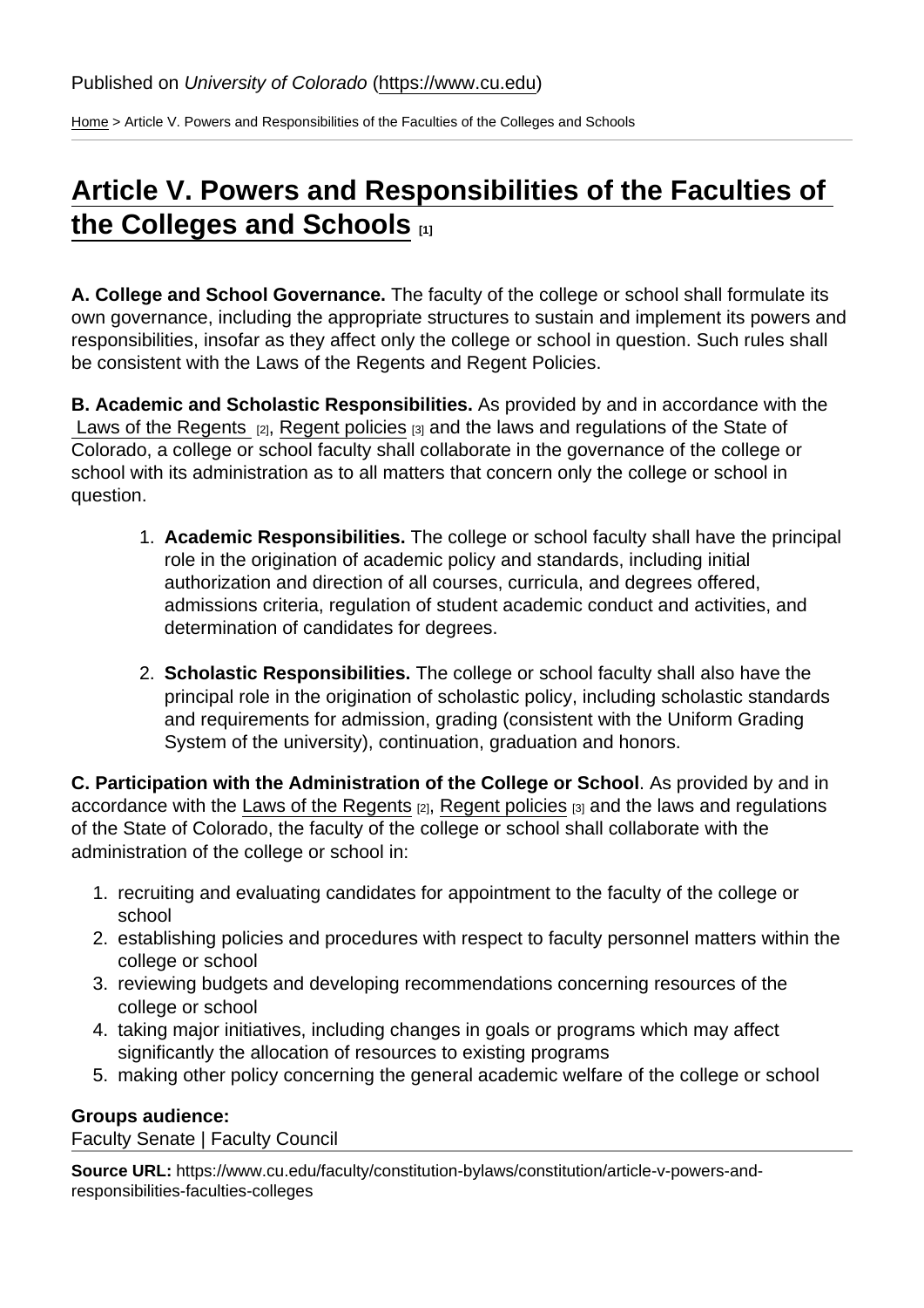Published on *University of Colorado* (https://www.cu.edu)

Home > Article V. Powers and Responsibilities of the Faculties of the Colleges and Schools

# Article V. Powers and Responsibilities of the Faculties of the Colleges and Schools [1]

**A. College and School Governance.** The faculty of the college or school shall formulate its own governance, including the appropriate structures to sustain and implement its powers and responsibilities, insofar as they affect only the college or school in question. Such rules shall be consistent with the Laws of the Regents and Regent Policies.

**B. Academic and Scholastic Responsibilities.** As provided by and in accordance with the Laws of the Regents [2], Regent policies [3] and the laws and regulations of the State of Colorado, a college or school faculty shall collaborate in the governance of the college or school with its administration as to all matters that concern only the college or school in question.

1. **Academic Responsibilities.** The college or school faculty shall have the principal role in the origination of academic policy and standards, including initial authorization and direction of all courses, curricula, and degrees offered, admissions criteria, regulation of student academic conduct and activities, and determination of candidates for degrees.

2. **Scholastic Responsibilities.** The college or school faculty shall also have the principal role in the origination of scholastic policy, including scholastic standards and requirements for admission, grading (consistent with the Uniform Grading System of the university), continuation, graduation and honors.

**C. Participation with the Administration of the College or School**. As provided by and in accordance with the Laws of the Regents [2], Regent policies [3] and the laws and regulations of the State of Colorado, the faculty of the college or school shall collaborate with the administration of the college or school in:

1. recruiting and evaluating candidates for appointment to the faculty of the college or school
2. establishing policies and procedures with respect to faculty personnel matters within the college or school
3. reviewing budgets and developing recommendations concerning resources of the college or school
4. taking major initiatives, including changes in goals or programs which may affect significantly the allocation of resources to existing programs
5. making other policy concerning the general academic welfare of the college or school

**Groups audience:**
Faculty Senate | Faculty Council

**Source URL:** https://www.cu.edu/faculty/constitution-bylaws/constitution/article-v-powers-and-responsibilities-faculties-colleges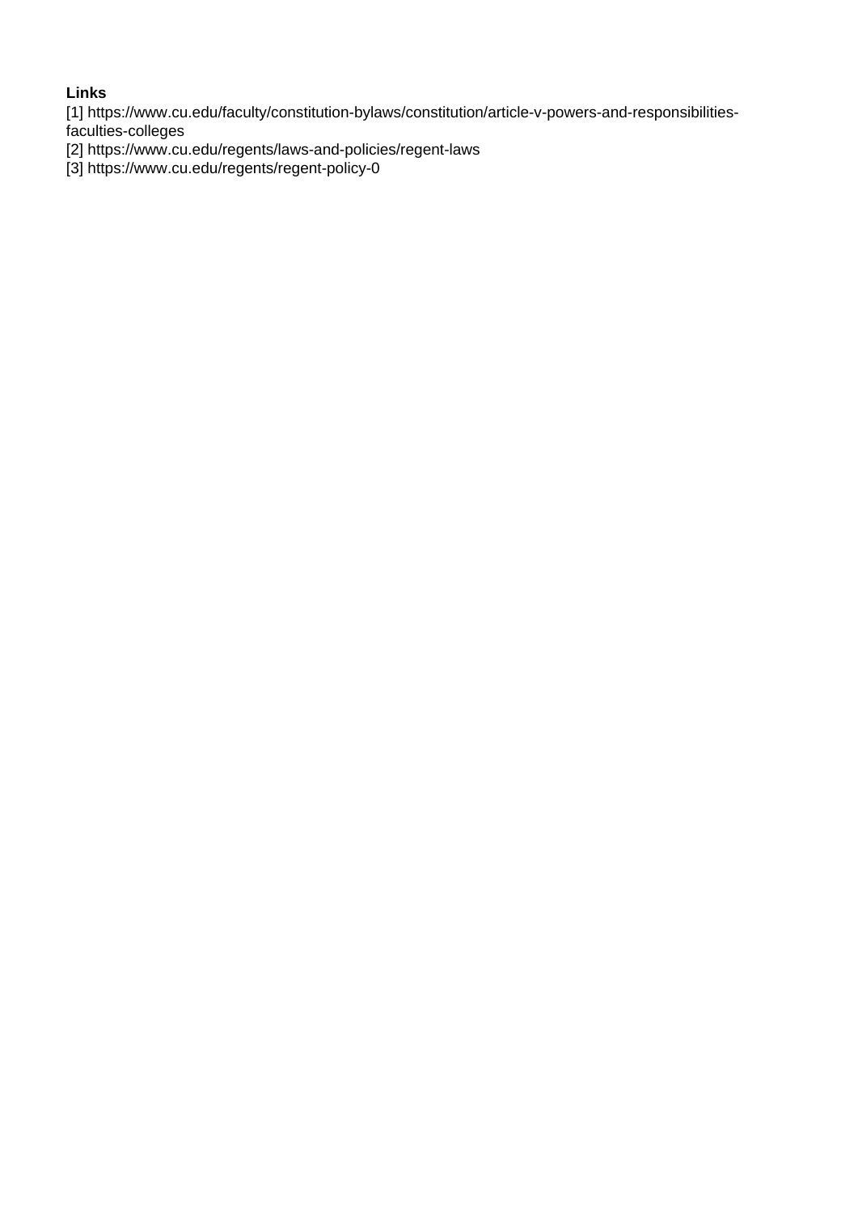**Links**

[1] https://www.cu.edu/faculty/constitution-bylaws/constitution/article-v-powers-and-responsibilities-faculties-colleges
[2] https://www.cu.edu/regents/laws-and-policies/regent-laws
[3] https://www.cu.edu/regents/regent-policy-0